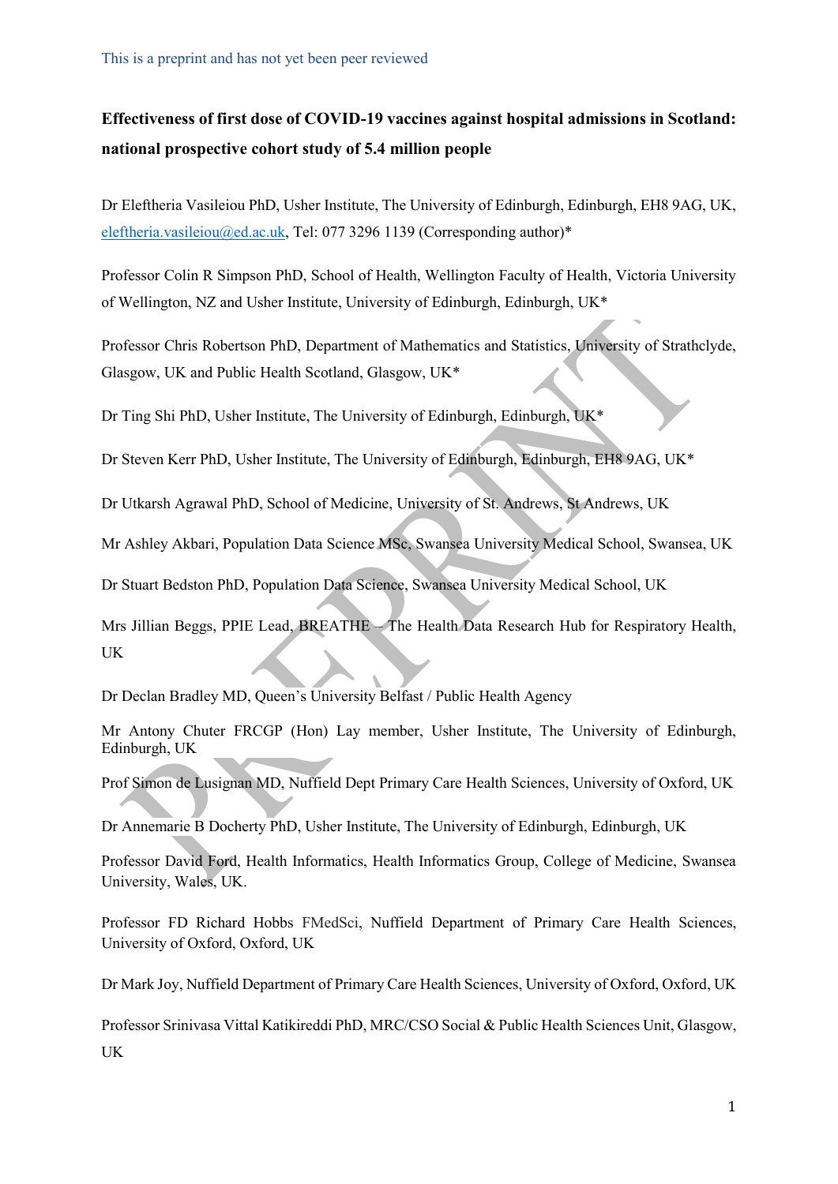This is a preprint and has not yet been peer reviewed

# Effectiveness of first dose of COVID-19 vaccines against hospital admissions in Scotland: national prospective cohort study of 5.4 million people

Dr Eleftheria Vasileiou PhD, Usher Institute, The University of Edinburgh, Edinburgh, EH8 9AG, UK, eleftheria.vasileiou@ed.ac.uk, Tel: 077 3296 1139 (Corresponding author)*

Professor Colin R Simpson PhD, School of Health, Wellington Faculty of Health, Victoria University of Wellington, NZ and Usher Institute, University of Edinburgh, Edinburgh, UK*

Professor Chris Robertson PhD, Department of Mathematics and Statistics, University of Strathclyde, Glasgow, UK and Public Health Scotland, Glasgow, UK*

Dr Ting Shi PhD, Usher Institute, The University of Edinburgh, Edinburgh, UK*

Dr Steven Kerr PhD, Usher Institute, The University of Edinburgh, Edinburgh, EH8 9AG, UK*

Dr Utkarsh Agrawal PhD, School of Medicine, University of St. Andrews, St Andrews, UK

Mr Ashley Akbari, Population Data Science MSc, Swansea University Medical School, Swansea, UK

Dr Stuart Bedston PhD, Population Data Science, Swansea University Medical School, UK

Mrs Jillian Beggs, PPIE Lead, BREATHE – The Health Data Research Hub for Respiratory Health, UK

Dr Declan Bradley MD, Queen's University Belfast / Public Health Agency

Mr Antony Chuter FRCGP (Hon) Lay member, Usher Institute, The University of Edinburgh, Edinburgh, UK

Prof Simon de Lusignan MD, Nuffield Dept Primary Care Health Sciences, University of Oxford, UK

Dr Annemarie B Docherty PhD, Usher Institute, The University of Edinburgh, Edinburgh, UK

Professor David Ford, Health Informatics, Health Informatics Group, College of Medicine, Swansea University, Wales, UK.

Professor FD Richard Hobbs FMedSci, Nuffield Department of Primary Care Health Sciences, University of Oxford, Oxford, UK

Dr Mark Joy, Nuffield Department of Primary Care Health Sciences, University of Oxford, Oxford, UK

Professor Srinivasa Vittal Katikireddi PhD, MRC/CSO Social & Public Health Sciences Unit, Glasgow, UK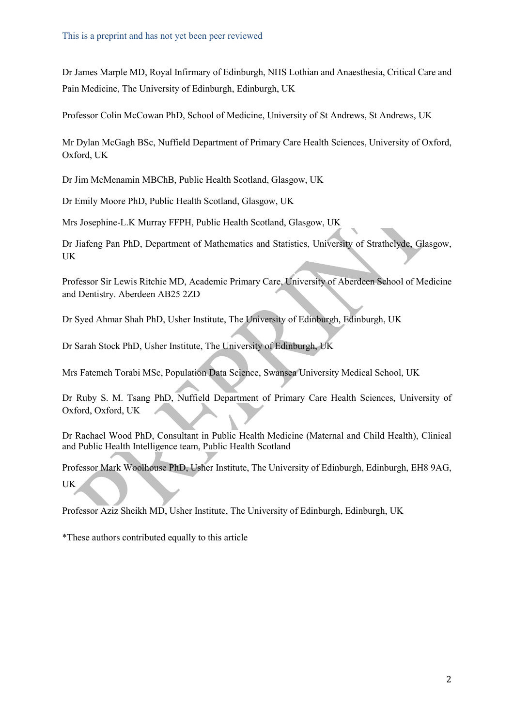Dr James Marple MD, Royal Infirmary of Edinburgh, NHS Lothian and Anaesthesia, Critical Care and Pain Medicine, The University of Edinburgh, Edinburgh, UK

Professor Colin McCowan PhD, School of Medicine, University of St Andrews, St Andrews, UK

Mr Dylan McGagh BSc, Nuffield Department of Primary Care Health Sciences, University of Oxford, Oxford, UK

Dr Jim McMenamin MBChB, Public Health Scotland, Glasgow, UK

Dr Emily Moore PhD, Public Health Scotland, Glasgow, UK

Mrs Josephine-L.K Murray FFPH, Public Health Scotland, Glasgow, UK

Dr Jiafeng Pan PhD, Department of Mathematics and Statistics, University of Strathclyde, Glasgow, UK

Professor Sir Lewis Ritchie MD, Academic Primary Care, University of Aberdeen School of Medicine and Dentistry. Aberdeen AB25 2ZD

Dr Syed Ahmar Shah PhD, Usher Institute, The University of Edinburgh, Edinburgh, UK

Dr Sarah Stock PhD, Usher Institute, The University of Edinburgh, UK

Mrs Fatemeh Torabi MSc, Population Data Science, Swansea University Medical School, UK

Dr Ruby S. M. Tsang PhD, Nuffield Department of Primary Care Health Sciences, University of Oxford, Oxford, UK

Dr Rachael Wood PhD, Consultant in Public Health Medicine (Maternal and Child Health), Clinical and Public Health Intelligence team, Public Health Scotland

Professor Mark Woolhouse PhD, Usher Institute, The University of Edinburgh, Edinburgh, EH8 9AG, UK

Professor Aziz Sheikh MD, Usher Institute, The University of Edinburgh, Edinburgh, UK

*These authors contributed equally to this article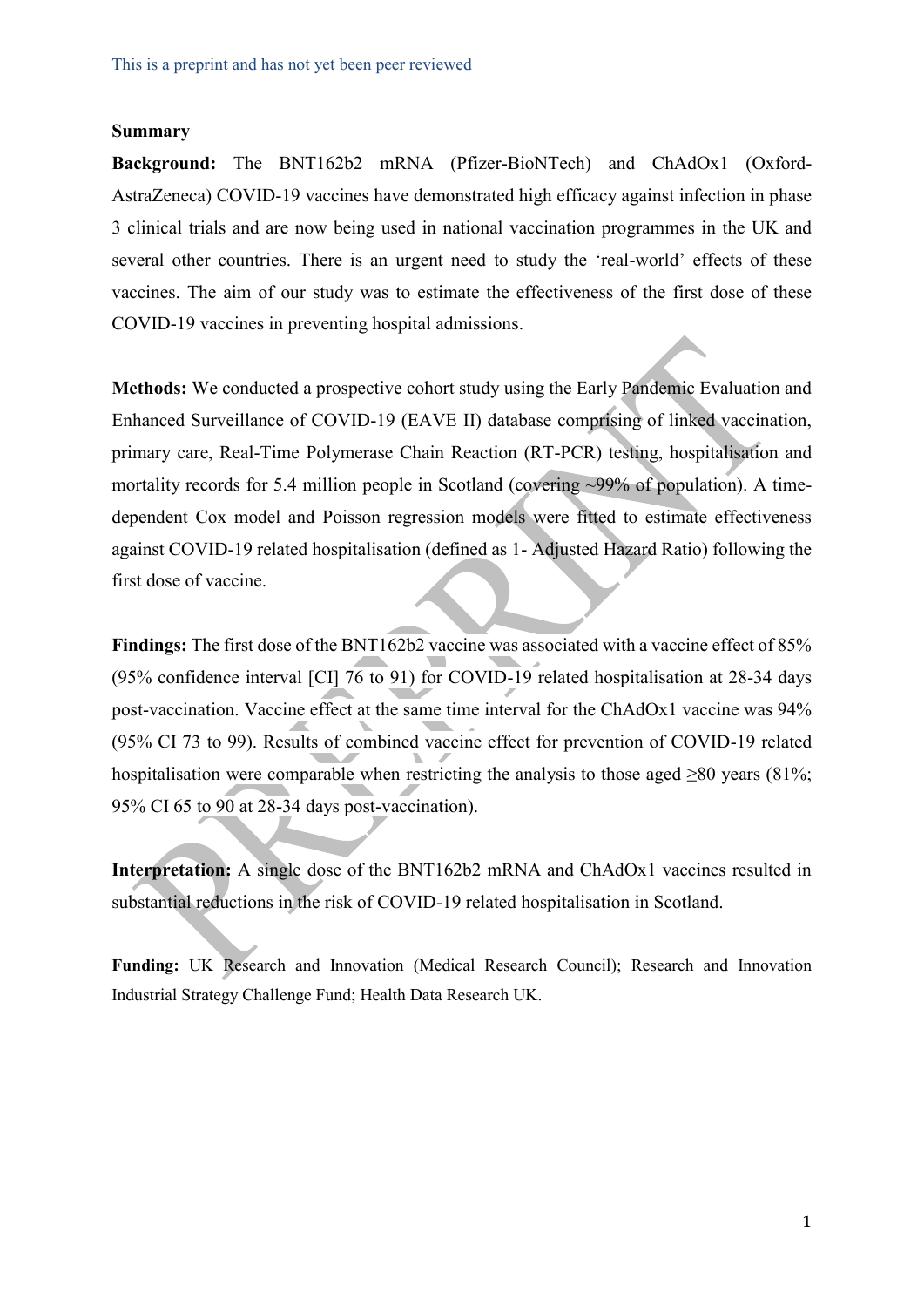## Summary

**Background:** The BNT162b2 mRNA (Pfizer-BioNTech) and ChAdOx1 (Oxford-AstraZeneca) COVID-19 vaccines have demonstrated high efficacy against infection in phase 3 clinical trials and are now being used in national vaccination programmes in the UK and several other countries. There is an urgent need to study the 'real-world' effects of these vaccines. The aim of our study was to estimate the effectiveness of the first dose of these COVID-19 vaccines in preventing hospital admissions.

**Methods:** We conducted a prospective cohort study using the Early Pandemic Evaluation and Enhanced Surveillance of COVID-19 (EAVE II) database comprising of linked vaccination, primary care, Real-Time Polymerase Chain Reaction (RT-PCR) testing, hospitalisation and mortality records for 5.4 million people in Scotland (covering ~99% of population). A time-dependent Cox model and Poisson regression models were fitted to estimate effectiveness against COVID-19 related hospitalisation (defined as 1- Adjusted Hazard Ratio) following the first dose of vaccine.

**Findings:** The first dose of the BNT162b2 vaccine was associated with a vaccine effect of 85% (95% confidence interval [CI] 76 to 91) for COVID-19 related hospitalisation at 28-34 days post-vaccination. Vaccine effect at the same time interval for the ChAdOx1 vaccine was 94% (95% CI 73 to 99). Results of combined vaccine effect for prevention of COVID-19 related hospitalisation were comparable when restricting the analysis to those aged ≥80 years (81%; 95% CI 65 to 90 at 28-34 days post-vaccination).

**Interpretation:** A single dose of the BNT162b2 mRNA and ChAdOx1 vaccines resulted in substantial reductions in the risk of COVID-19 related hospitalisation in Scotland.

**Funding:** UK Research and Innovation (Medical Research Council); Research and Innovation Industrial Strategy Challenge Fund; Health Data Research UK.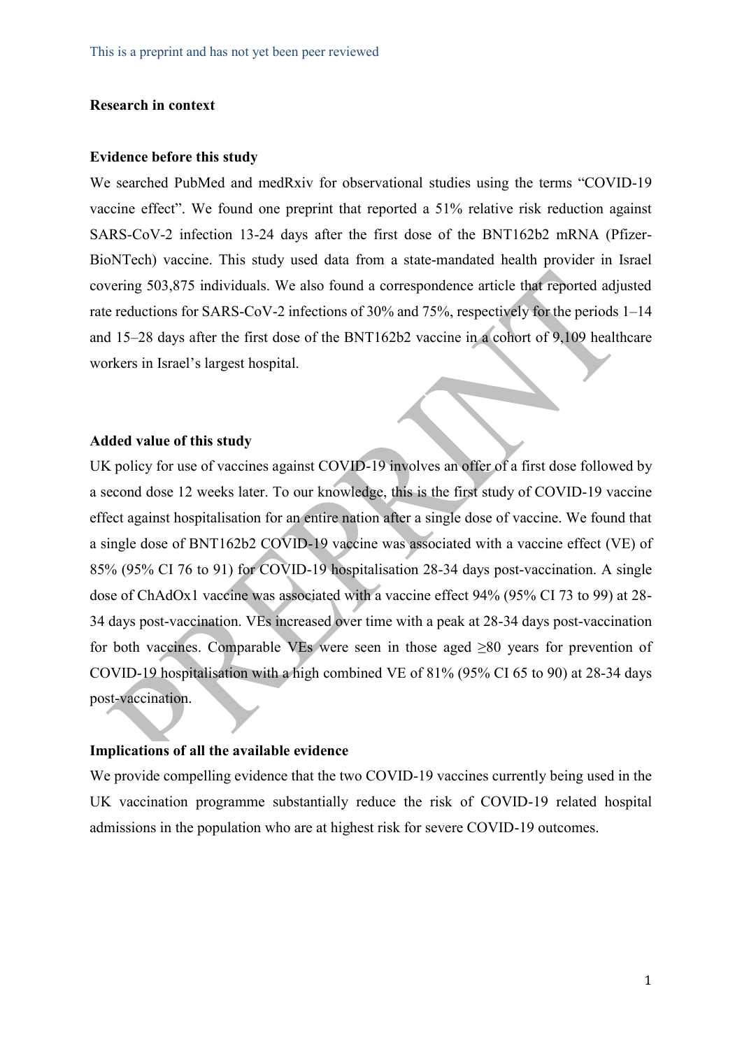## Research in context

### Evidence before this study

We searched PubMed and medRxiv for observational studies using the terms "COVID-19 vaccine effect". We found one preprint that reported a 51% relative risk reduction against SARS-CoV-2 infection 13-24 days after the first dose of the BNT162b2 mRNA (Pfizer-BioNTech) vaccine. This study used data from a state-mandated health provider in Israel covering 503,875 individuals. We also found a correspondence article that reported adjusted rate reductions for SARS-CoV-2 infections of 30% and 75%, respectively for the periods 1–14 and 15–28 days after the first dose of the BNT162b2 vaccine in a cohort of 9,109 healthcare workers in Israel's largest hospital.

### Added value of this study

UK policy for use of vaccines against COVID-19 involves an offer of a first dose followed by a second dose 12 weeks later. To our knowledge, this is the first study of COVID-19 vaccine effect against hospitalisation for an entire nation after a single dose of vaccine. We found that a single dose of BNT162b2 COVID-19 vaccine was associated with a vaccine effect (VE) of 85% (95% CI 76 to 91) for COVID-19 hospitalisation 28-34 days post-vaccination. A single dose of ChAdOx1 vaccine was associated with a vaccine effect 94% (95% CI 73 to 99) at 28-34 days post-vaccination. VEs increased over time with a peak at 28-34 days post-vaccination for both vaccines. Comparable VEs were seen in those aged ≥80 years for prevention of COVID-19 hospitalisation with a high combined VE of 81% (95% CI 65 to 90) at 28-34 days post-vaccination.

### Implications of all the available evidence

We provide compelling evidence that the two COVID-19 vaccines currently being used in the UK vaccination programme substantially reduce the risk of COVID-19 related hospital admissions in the population who are at highest risk for severe COVID-19 outcomes.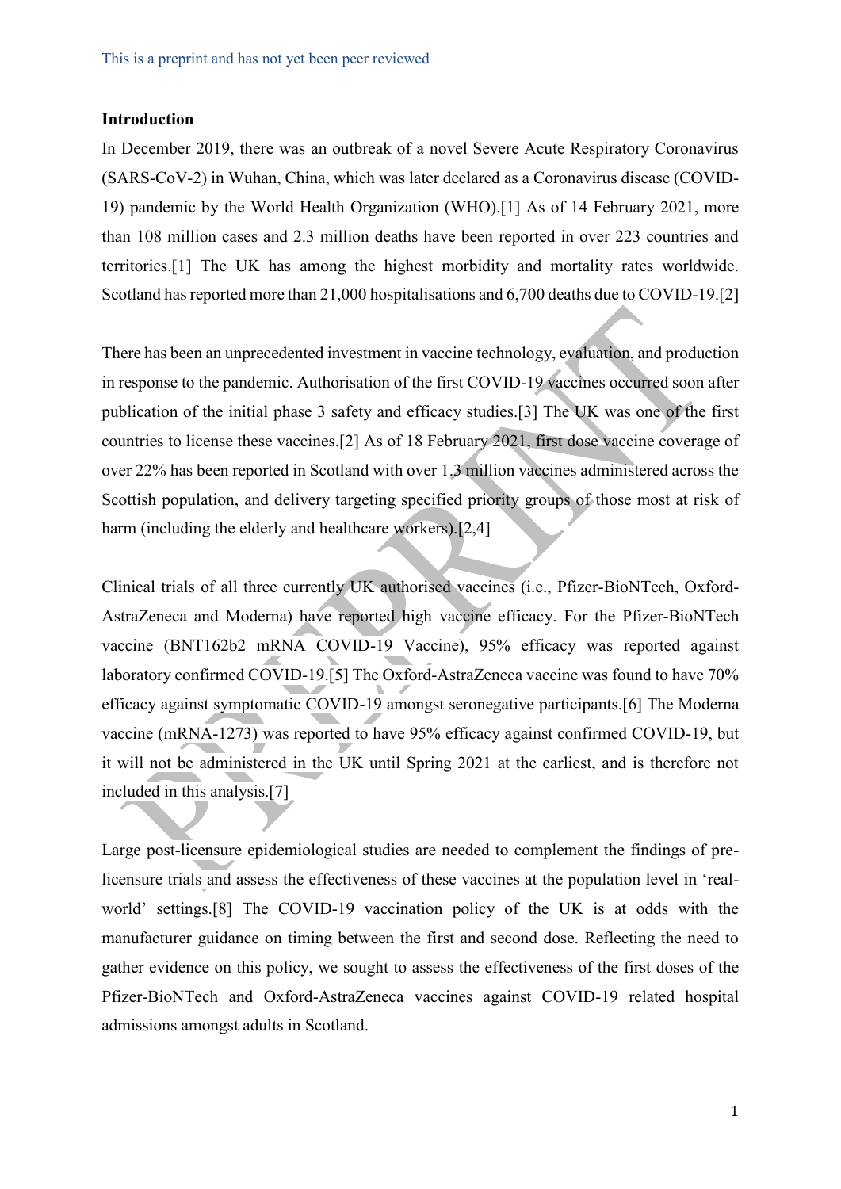### Introduction

In December 2019, there was an outbreak of a novel Severe Acute Respiratory Coronavirus (SARS-CoV-2) in Wuhan, China, which was later declared as a Coronavirus disease (COVID-19) pandemic by the World Health Organization (WHO).[1] As of 14 February 2021, more than 108 million cases and 2.3 million deaths have been reported in over 223 countries and territories.[1] The UK has among the highest morbidity and mortality rates worldwide. Scotland has reported more than 21,000 hospitalisations and 6,700 deaths due to COVID-19.[2]

There has been an unprecedented investment in vaccine technology, evaluation, and production in response to the pandemic. Authorisation of the first COVID-19 vaccines occurred soon after publication of the initial phase 3 safety and efficacy studies.[3] The UK was one of the first countries to license these vaccines.[2] As of 18 February 2021, first dose vaccine coverage of over 22% has been reported in Scotland with over 1.3 million vaccines administered across the Scottish population, and delivery targeting specified priority groups of those most at risk of harm (including the elderly and healthcare workers).[2,4]

Clinical trials of all three currently UK authorised vaccines (i.e., Pfizer-BioNTech, Oxford-AstraZeneca and Moderna) have reported high vaccine efficacy. For the Pfizer-BioNTech vaccine (BNT162b2 mRNA COVID-19 Vaccine), 95% efficacy was reported against laboratory confirmed COVID-19.[5] The Oxford-AstraZeneca vaccine was found to have 70% efficacy against symptomatic COVID-19 amongst seronegative participants.[6] The Moderna vaccine (mRNA-1273) was reported to have 95% efficacy against confirmed COVID-19, but it will not be administered in the UK until Spring 2021 at the earliest, and is therefore not included in this analysis.[7]

Large post-licensure epidemiological studies are needed to complement the findings of pre-licensure trials and assess the effectiveness of these vaccines at the population level in 'real-world' settings.[8] The COVID-19 vaccination policy of the UK is at odds with the manufacturer guidance on timing between the first and second dose. Reflecting the need to gather evidence on this policy, we sought to assess the effectiveness of the first doses of the Pfizer-BioNTech and Oxford-AstraZeneca vaccines against COVID-19 related hospital admissions amongst adults in Scotland.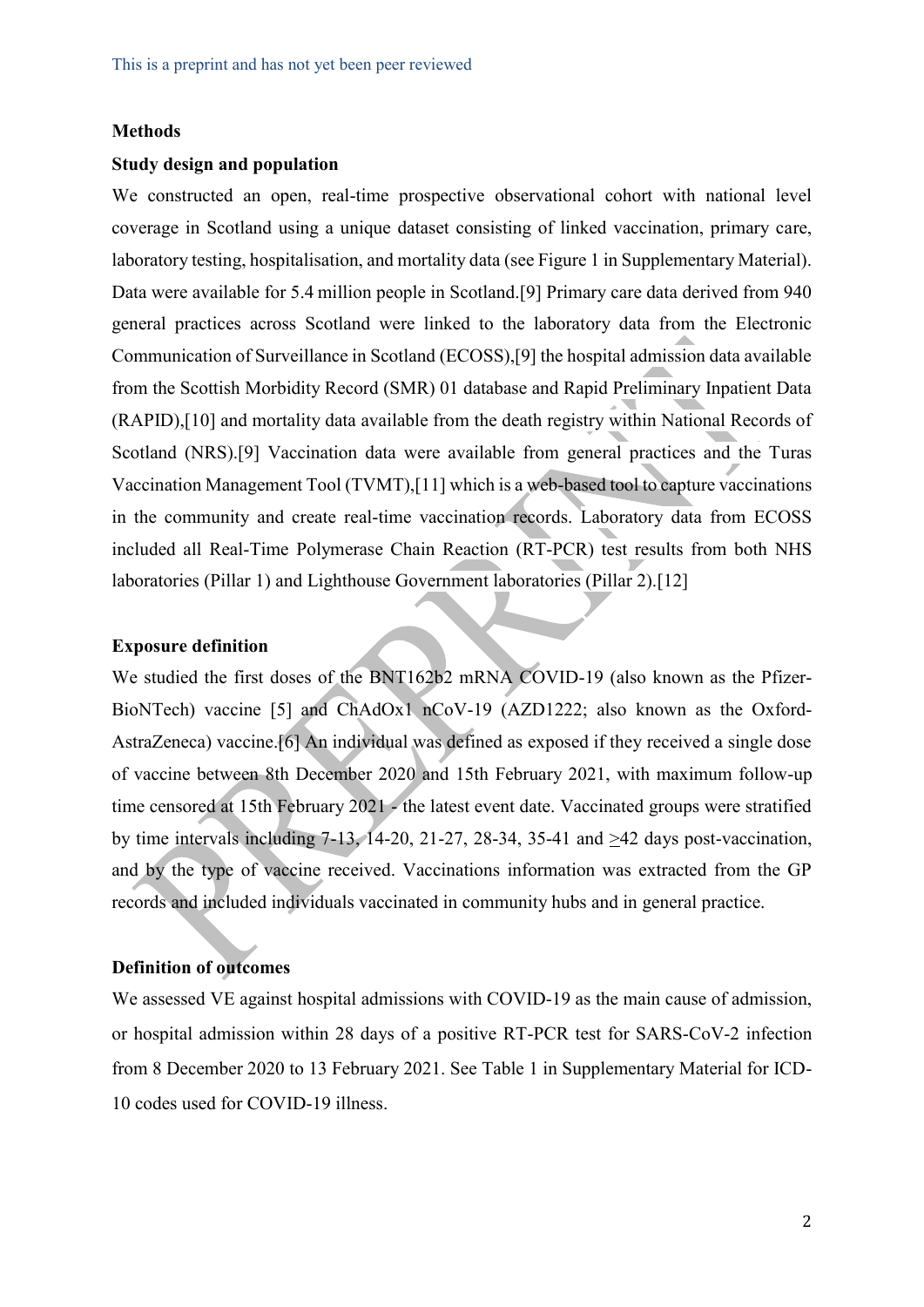## Methods

### Study design and population

We constructed an open, real-time prospective observational cohort with national level coverage in Scotland using a unique dataset consisting of linked vaccination, primary care, laboratory testing, hospitalisation, and mortality data (see Figure 1 in Supplementary Material). Data were available for 5.4 million people in Scotland.[9] Primary care data derived from 940 general practices across Scotland were linked to the laboratory data from the Electronic Communication of Surveillance in Scotland (ECOSS),[9] the hospital admission data available from the Scottish Morbidity Record (SMR) 01 database and Rapid Preliminary Inpatient Data (RAPID),[10] and mortality data available from the death registry within National Records of Scotland (NRS).[9] Vaccination data were available from general practices and the Turas Vaccination Management Tool (TVMT),[11] which is a web-based tool to capture vaccinations in the community and create real-time vaccination records. Laboratory data from ECOSS included all Real-Time Polymerase Chain Reaction (RT-PCR) test results from both NHS laboratories (Pillar 1) and Lighthouse Government laboratories (Pillar 2).[12]

### Exposure definition

We studied the first doses of the BNT162b2 mRNA COVID-19 (also known as the Pfizer-BioNTech) vaccine [5] and ChAdOx1 nCoV-19 (AZD1222; also known as the Oxford-AstraZeneca) vaccine.[6] An individual was defined as exposed if they received a single dose of vaccine between 8th December 2020 and 15th February 2021, with maximum follow-up time censored at 15th February 2021 - the latest event date. Vaccinated groups were stratified by time intervals including 7-13, 14-20, 21-27, 28-34, 35-41 and ≥42 days post-vaccination, and by the type of vaccine received. Vaccinations information was extracted from the GP records and included individuals vaccinated in community hubs and in general practice.

### Definition of outcomes

We assessed VE against hospital admissions with COVID-19 as the main cause of admission, or hospital admission within 28 days of a positive RT-PCR test for SARS-CoV-2 infection from 8 December 2020 to 13 February 2021. See Table 1 in Supplementary Material for ICD-10 codes used for COVID-19 illness.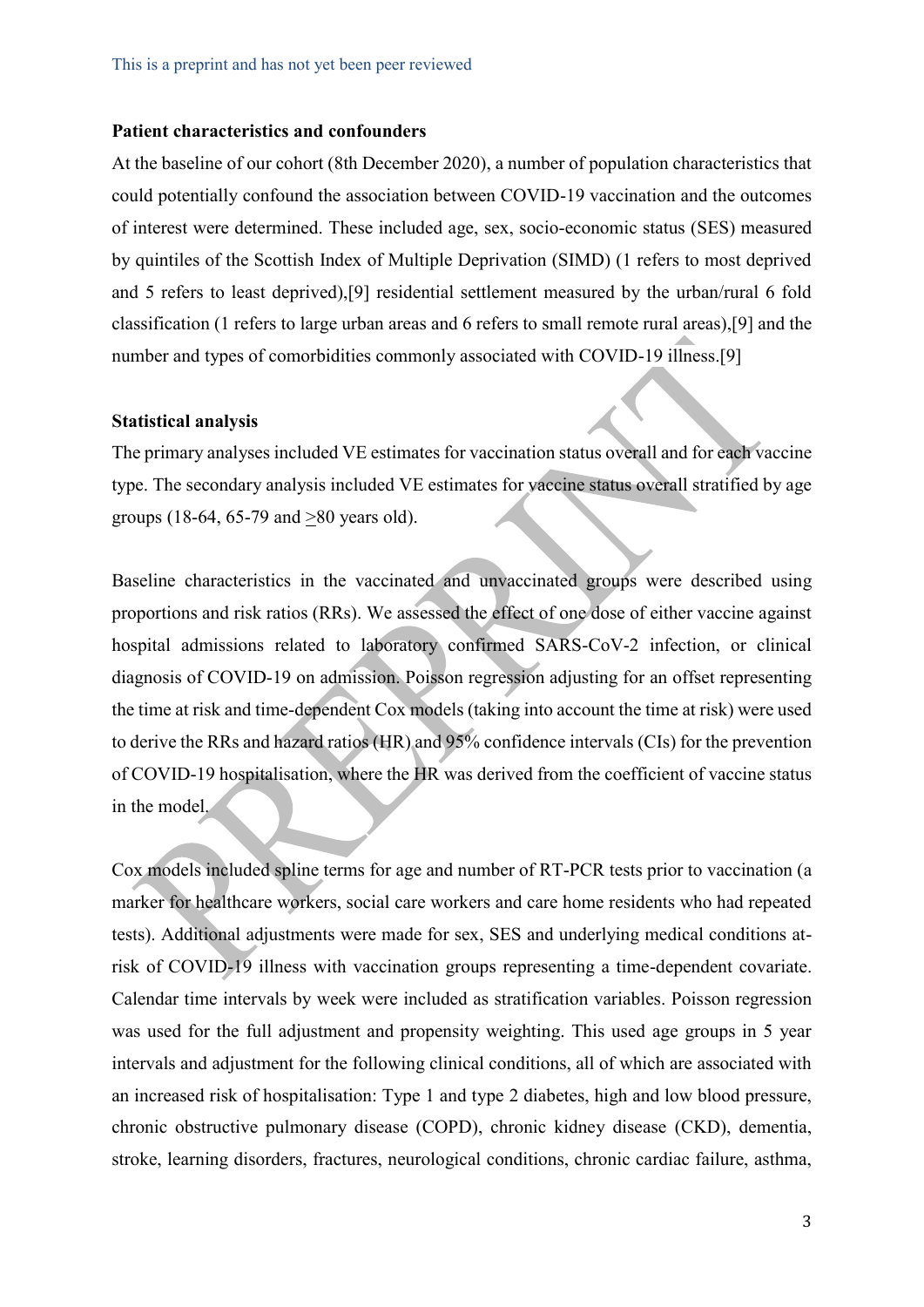**Patient characteristics and confounders**

At the baseline of our cohort (8th December 2020), a number of population characteristics that could potentially confound the association between COVID-19 vaccination and the outcomes of interest were determined. These included age, sex, socio-economic status (SES) measured by quintiles of the Scottish Index of Multiple Deprivation (SIMD) (1 refers to most deprived and 5 refers to least deprived),[9] residential settlement measured by the urban/rural 6 fold classification (1 refers to large urban areas and 6 refers to small remote rural areas),[9] and the number and types of comorbidities commonly associated with COVID-19 illness.[9]

**Statistical analysis**

The primary analyses included VE estimates for vaccination status overall and for each vaccine type. The secondary analysis included VE estimates for vaccine status overall stratified by age groups (18-64, 65-79 and $\geq$80 years old).

Baseline characteristics in the vaccinated and unvaccinated groups were described using proportions and risk ratios (RRs). We assessed the effect of one dose of either vaccine against hospital admissions related to laboratory confirmed SARS-CoV-2 infection, or clinical diagnosis of COVID-19 on admission. Poisson regression adjusting for an offset representing the time at risk and time-dependent Cox models (taking into account the time at risk) were used to derive the RRs and hazard ratios (HR) and 95% confidence intervals (CIs) for the prevention of COVID-19 hospitalisation, where the HR was derived from the coefficient of vaccine status in the model.

Cox models included spline terms for age and number of RT-PCR tests prior to vaccination (a marker for healthcare workers, social care workers and care home residents who had repeated tests). Additional adjustments were made for sex, SES and underlying medical conditions at-risk of COVID-19 illness with vaccination groups representing a time-dependent covariate. Calendar time intervals by week were included as stratification variables. Poisson regression was used for the full adjustment and propensity weighting. This used age groups in 5 year intervals and adjustment for the following clinical conditions, all of which are associated with an increased risk of hospitalisation: Type 1 and type 2 diabetes, high and low blood pressure, chronic obstructive pulmonary disease (COPD), chronic kidney disease (CKD), dementia, stroke, learning disorders, fractures, neurological conditions, chronic cardiac failure, asthma,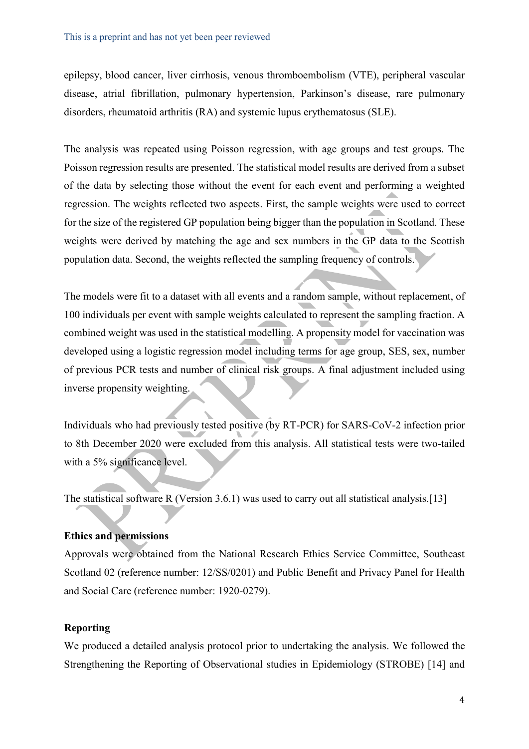epilepsy, blood cancer, liver cirrhosis, venous thromboembolism (VTE), peripheral vascular disease, atrial fibrillation, pulmonary hypertension, Parkinson's disease, rare pulmonary disorders, rheumatoid arthritis (RA) and systemic lupus erythematosus (SLE).

The analysis was repeated using Poisson regression, with age groups and test groups. The Poisson regression results are presented. The statistical model results are derived from a subset of the data by selecting those without the event for each event and performing a weighted regression. The weights reflected two aspects. First, the sample weights were used to correct for the size of the registered GP population being bigger than the population in Scotland. These weights were derived by matching the age and sex numbers in the GP data to the Scottish population data. Second, the weights reflected the sampling frequency of controls.

The models were fit to a dataset with all events and a random sample, without replacement, of 100 individuals per event with sample weights calculated to represent the sampling fraction. A combined weight was used in the statistical modelling. A propensity model for vaccination was developed using a logistic regression model including terms for age group, SES, sex, number of previous PCR tests and number of clinical risk groups. A final adjustment included using inverse propensity weighting.

Individuals who had previously tested positive (by RT-PCR) for SARS-CoV-2 infection prior to 8th December 2020 were excluded from this analysis. All statistical tests were two-tailed with a 5% significance level.

The statistical software R (Version 3.6.1) was used to carry out all statistical analysis.[13]

**Ethics and permissions**

Approvals were obtained from the National Research Ethics Service Committee, Southeast Scotland 02 (reference number: 12/SS/0201) and Public Benefit and Privacy Panel for Health and Social Care (reference number: 1920-0279).

**Reporting**

We produced a detailed analysis protocol prior to undertaking the analysis. We followed the Strengthening the Reporting of Observational studies in Epidemiology (STROBE) [14] and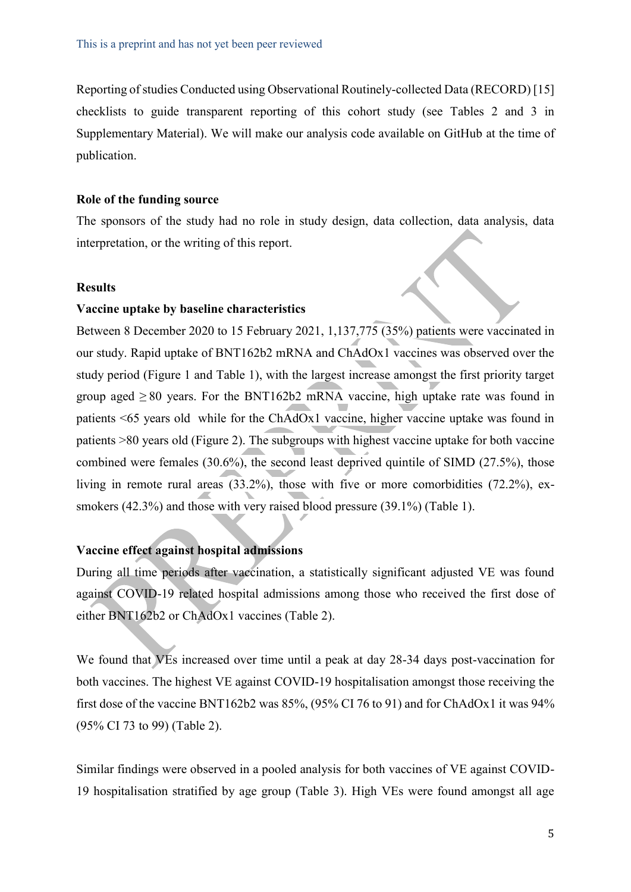Reporting of studies Conducted using Observational Routinely-collected Data (RECORD) [15] checklists to guide transparent reporting of this cohort study (see Tables 2 and 3 in Supplementary Material). We will make our analysis code available on GitHub at the time of publication.

**Role of the funding source**

The sponsors of the study had no role in study design, data collection, data analysis, data interpretation, or the writing of this report.

**Results**

**Vaccine uptake by baseline characteristics**

Between 8 December 2020 to 15 February 2021, 1,137,775 (35%) patients were vaccinated in our study. Rapid uptake of BNT162b2 mRNA and ChAdOx1 vaccines was observed over the study period (Figure 1 and Table 1), with the largest increase amongst the first priority target group aged ≥ 80 years. For the BNT162b2 mRNA vaccine, high uptake rate was found in patients <65 years old while for the ChAdOx1 vaccine, higher vaccine uptake was found in patients >80 years old (Figure 2). The subgroups with highest vaccine uptake for both vaccine combined were females (30.6%), the second least deprived quintile of SIMD (27.5%), those living in remote rural areas (33.2%), those with five or more comorbidities (72.2%), ex-smokers (42.3%) and those with very raised blood pressure (39.1%) (Table 1).

**Vaccine effect against hospital admissions**

During all time periods after vaccination, a statistically significant adjusted VE was found against COVID-19 related hospital admissions among those who received the first dose of either BNT162b2 or ChAdOx1 vaccines (Table 2).

We found that VEs increased over time until a peak at day 28-34 days post-vaccination for both vaccines. The highest VE against COVID-19 hospitalisation amongst those receiving the first dose of the vaccine BNT162b2 was 85%, (95% CI 76 to 91) and for ChAdOx1 it was 94% (95% CI 73 to 99) (Table 2).

Similar findings were observed in a pooled analysis for both vaccines of VE against COVID-19 hospitalisation stratified by age group (Table 3). High VEs were found amongst all age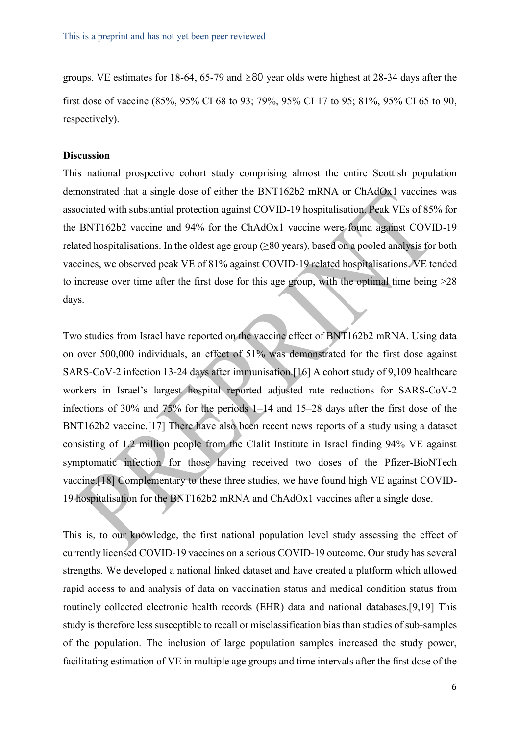groups. VE estimates for 18-64, 65-79 and ≥80 year olds were highest at 28-34 days after the first dose of vaccine (85%, 95% CI 68 to 93; 79%, 95% CI 17 to 95; 81%, 95% CI 65 to 90, respectively).

**Discussion**

This national prospective cohort study comprising almost the entire Scottish population demonstrated that a single dose of either the BNT162b2 mRNA or ChAdOx1 vaccines was associated with substantial protection against COVID-19 hospitalisation. Peak VEs of 85% for the BNT162b2 vaccine and 94% for the ChAdOx1 vaccine were found against COVID-19 related hospitalisations. In the oldest age group (≥80 years), based on a pooled analysis for both vaccines, we observed peak VE of 81% against COVID-19 related hospitalisations. VE tended to increase over time after the first dose for this age group, with the optimal time being >28 days.

Two studies from Israel have reported on the vaccine effect of BNT162b2 mRNA. Using data on over 500,000 individuals, an effect of 51% was demonstrated for the first dose against SARS-CoV-2 infection 13-24 days after immunisation.[16] A cohort study of 9,109 healthcare workers in Israel's largest hospital reported adjusted rate reductions for SARS-CoV-2 infections of 30% and 75% for the periods 1–14 and 15–28 days after the first dose of the BNT162b2 vaccine.[17] There have also been recent news reports of a study using a dataset consisting of 1.2 million people from the Clalit Institute in Israel finding 94% VE against symptomatic infection for those having received two doses of the Pfizer-BioNTech vaccine.[18] Complementary to these three studies, we have found high VE against COVID-19 hospitalisation for the BNT162b2 mRNA and ChAdOx1 vaccines after a single dose.

This is, to our knowledge, the first national population level study assessing the effect of currently licensed COVID-19 vaccines on a serious COVID-19 outcome. Our study has several strengths. We developed a national linked dataset and have created a platform which allowed rapid access to and analysis of data on vaccination status and medical condition status from routinely collected electronic health records (EHR) data and national databases.[9,19] This study is therefore less susceptible to recall or misclassification bias than studies of sub-samples of the population. The inclusion of large population samples increased the study power, facilitating estimation of VE in multiple age groups and time intervals after the first dose of the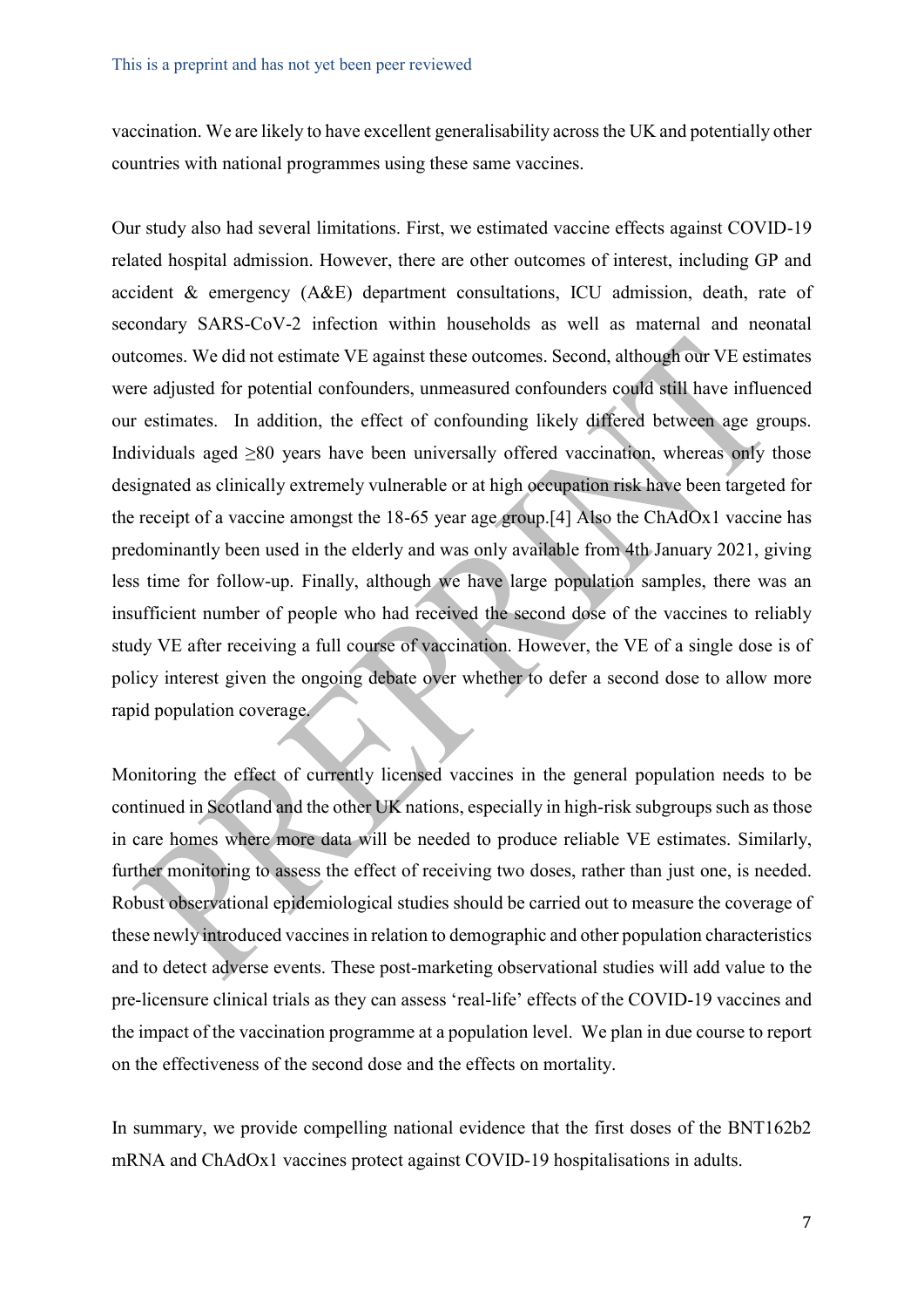vaccination. We are likely to have excellent generalisability across the UK and potentially other countries with national programmes using these same vaccines.

Our study also had several limitations. First, we estimated vaccine effects against COVID-19 related hospital admission. However, there are other outcomes of interest, including GP and accident & emergency (A&E) department consultations, ICU admission, death, rate of secondary SARS-CoV-2 infection within households as well as maternal and neonatal outcomes. We did not estimate VE against these outcomes. Second, although our VE estimates were adjusted for potential confounders, unmeasured confounders could still have influenced our estimates. In addition, the effect of confounding likely differed between age groups. Individuals aged ≥80 years have been universally offered vaccination, whereas only those designated as clinically extremely vulnerable or at high occupation risk have been targeted for the receipt of a vaccine amongst the 18-65 year age group.[4] Also the ChAdOx1 vaccine has predominantly been used in the elderly and was only available from 4th January 2021, giving less time for follow-up. Finally, although we have large population samples, there was an insufficient number of people who had received the second dose of the vaccines to reliably study VE after receiving a full course of vaccination. However, the VE of a single dose is of policy interest given the ongoing debate over whether to defer a second dose to allow more rapid population coverage.

Monitoring the effect of currently licensed vaccines in the general population needs to be continued in Scotland and the other UK nations, especially in high-risk subgroups such as those in care homes where more data will be needed to produce reliable VE estimates. Similarly, further monitoring to assess the effect of receiving two doses, rather than just one, is needed. Robust observational epidemiological studies should be carried out to measure the coverage of these newly introduced vaccines in relation to demographic and other population characteristics and to detect adverse events. These post-marketing observational studies will add value to the pre-licensure clinical trials as they can assess 'real-life' effects of the COVID-19 vaccines and the impact of the vaccination programme at a population level. We plan in due course to report on the effectiveness of the second dose and the effects on mortality.

In summary, we provide compelling national evidence that the first doses of the BNT162b2 mRNA and ChAdOx1 vaccines protect against COVID-19 hospitalisations in adults.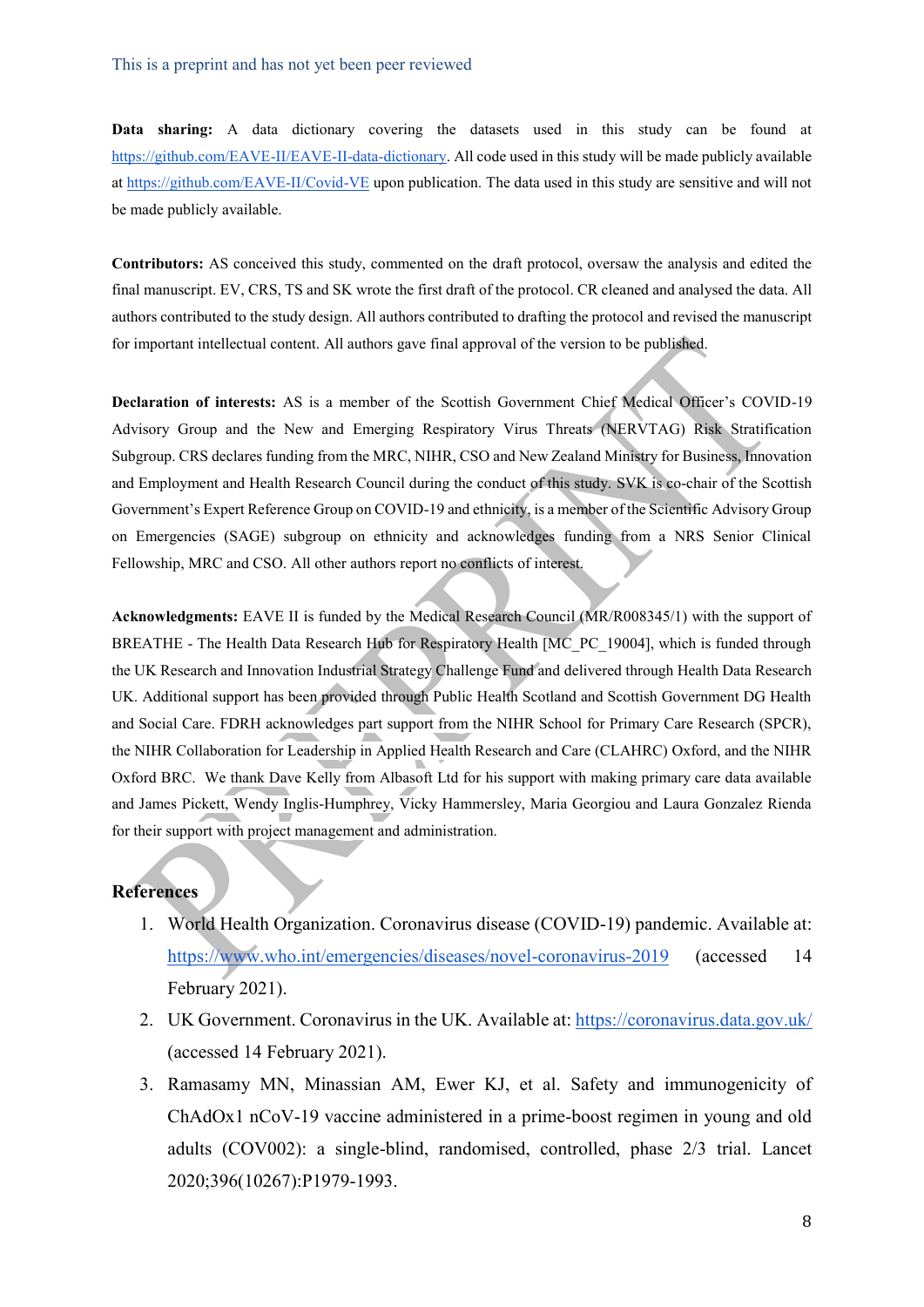**Data sharing:** A data dictionary covering the datasets used in this study can be found at https://github.com/EAVE-II/EAVE-II-data-dictionary. All code used in this study will be made publicly available at https://github.com/EAVE-II/Covid-VE upon publication. The data used in this study are sensitive and will not be made publicly available.

**Contributors:** AS conceived this study, commented on the draft protocol, oversaw the analysis and edited the final manuscript. EV, CRS, TS and SK wrote the first draft of the protocol. CR cleaned and analysed the data. All authors contributed to the study design. All authors contributed to drafting the protocol and revised the manuscript for important intellectual content. All authors gave final approval of the version to be published.

**Declaration of interests:** AS is a member of the Scottish Government Chief Medical Officer's COVID-19 Advisory Group and the New and Emerging Respiratory Virus Threats (NERVTAG) Risk Stratification Subgroup. CRS declares funding from the MRC, NIHR, CSO and New Zealand Ministry for Business, Innovation and Employment and Health Research Council during the conduct of this study. SVK is co-chair of the Scottish Government's Expert Reference Group on COVID-19 and ethnicity, is a member of the Scientific Advisory Group on Emergencies (SAGE) subgroup on ethnicity and acknowledges funding from a NRS Senior Clinical Fellowship, MRC and CSO. All other authors report no conflicts of interest.

**Acknowledgments:** EAVE II is funded by the Medical Research Council (MR/R008345/1) with the support of BREATHE - The Health Data Research Hub for Respiratory Health [MC_PC_19004], which is funded through the UK Research and Innovation Industrial Strategy Challenge Fund and delivered through Health Data Research UK. Additional support has been provided through Public Health Scotland and Scottish Government DG Health and Social Care. FDRH acknowledges part support from the NIHR School for Primary Care Research (SPCR), the NIHR Collaboration for Leadership in Applied Health Research and Care (CLAHRC) Oxford, and the NIHR Oxford BRC. We thank Dave Kelly from Albasoft Ltd for his support with making primary care data available and James Pickett, Wendy Inglis-Humphrey, Vicky Hammersley, Maria Georgiou and Laura Gonzalez Rienda for their support with project management and administration.

## References

1. World Health Organization. Coronavirus disease (COVID-19) pandemic. Available at: https://www.who.int/emergencies/diseases/novel-coronavirus-2019 (accessed 14 February 2021).
2. UK Government. Coronavirus in the UK. Available at: https://coronavirus.data.gov.uk/ (accessed 14 February 2021).
3. Ramasamy MN, Minassian AM, Ewer KJ, et al. Safety and immunogenicity of ChAdOx1 nCoV-19 vaccine administered in a prime-boost regimen in young and old adults (COV002): a single-blind, randomised, controlled, phase 2/3 trial. Lancet 2020;396(10267):P1979-1993.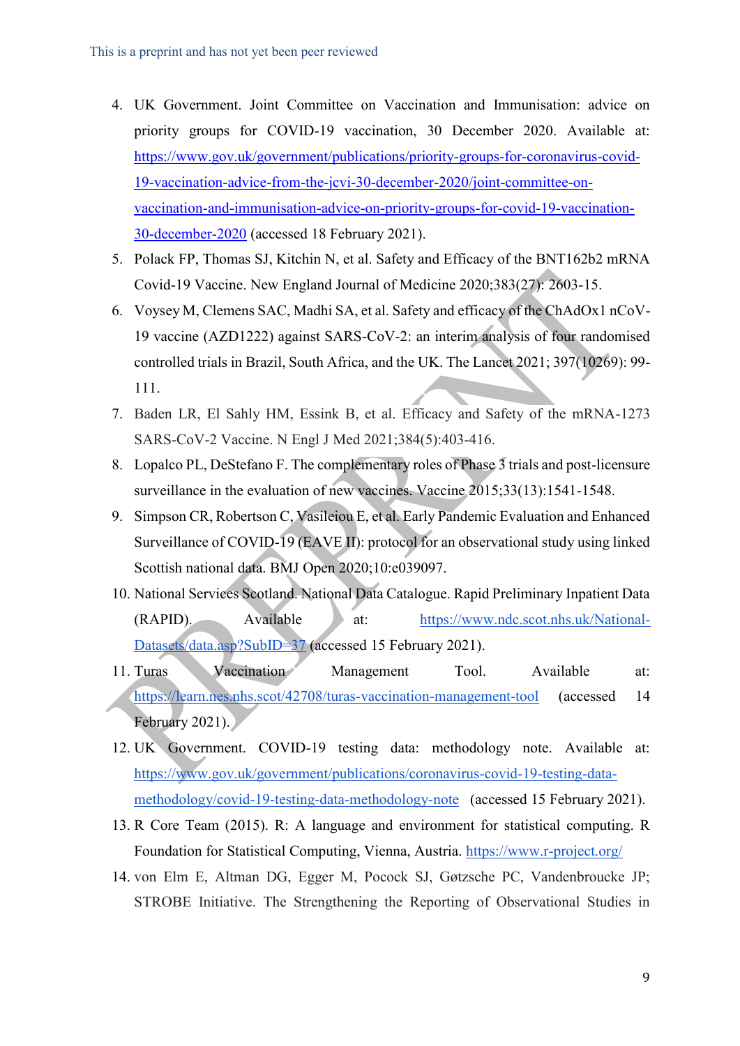4. UK Government. Joint Committee on Vaccination and Immunisation: advice on priority groups for COVID-19 vaccination, 30 December 2020. Available at: https://www.gov.uk/government/publications/priority-groups-for-coronavirus-covid-19-vaccination-advice-from-the-jcvi-30-december-2020/joint-committee-on-vaccination-and-immunisation-advice-on-priority-groups-for-covid-19-vaccination-30-december-2020 (accessed 18 February 2021).
5. Polack FP, Thomas SJ, Kitchin N, et al. Safety and Efficacy of the BNT162b2 mRNA Covid-19 Vaccine. New England Journal of Medicine 2020;383(27): 2603-15.
6. Voysey M, Clemens SAC, Madhi SA, et al. Safety and efficacy of the ChAdOx1 nCoV-19 vaccine (AZD1222) against SARS-CoV-2: an interim analysis of four randomised controlled trials in Brazil, South Africa, and the UK. The Lancet 2021; 397(10269): 99-111.
7. Baden LR, El Sahly HM, Essink B, et al. Efficacy and Safety of the mRNA-1273 SARS-CoV-2 Vaccine. N Engl J Med 2021;384(5):403-416.
8. Lopalco PL, DeStefano F. The complementary roles of Phase 3 trials and post-licensure surveillance in the evaluation of new vaccines. Vaccine 2015;33(13):1541-1548.
9. Simpson CR, Robertson C, Vasileiou E, et al. Early Pandemic Evaluation and Enhanced Surveillance of COVID-19 (EAVE II): protocol for an observational study using linked Scottish national data. BMJ Open 2020;10:e039097.
10. National Services Scotland. National Data Catalogue. Rapid Preliminary Inpatient Data (RAPID). Available at: https://www.ndc.scot.nhs.uk/National-Datasets/data.asp?SubID=37 (accessed 15 February 2021).
11. Turas Vaccination Management Tool. Available at: https://learn.nes.nhs.scot/42708/turas-vaccination-management-tool (accessed 14 February 2021).
12. UK Government. COVID-19 testing data: methodology note. Available at: https://www.gov.uk/government/publications/coronavirus-covid-19-testing-data-methodology/covid-19-testing-data-methodology-note (accessed 15 February 2021).
13. R Core Team (2015). R: A language and environment for statistical computing. R Foundation for Statistical Computing, Vienna, Austria. https://www.r-project.org/
14. von Elm E, Altman DG, Egger M, Pocock SJ, Gøtzsche PC, Vandenbroucke JP; STROBE Initiative. The Strengthening the Reporting of Observational Studies in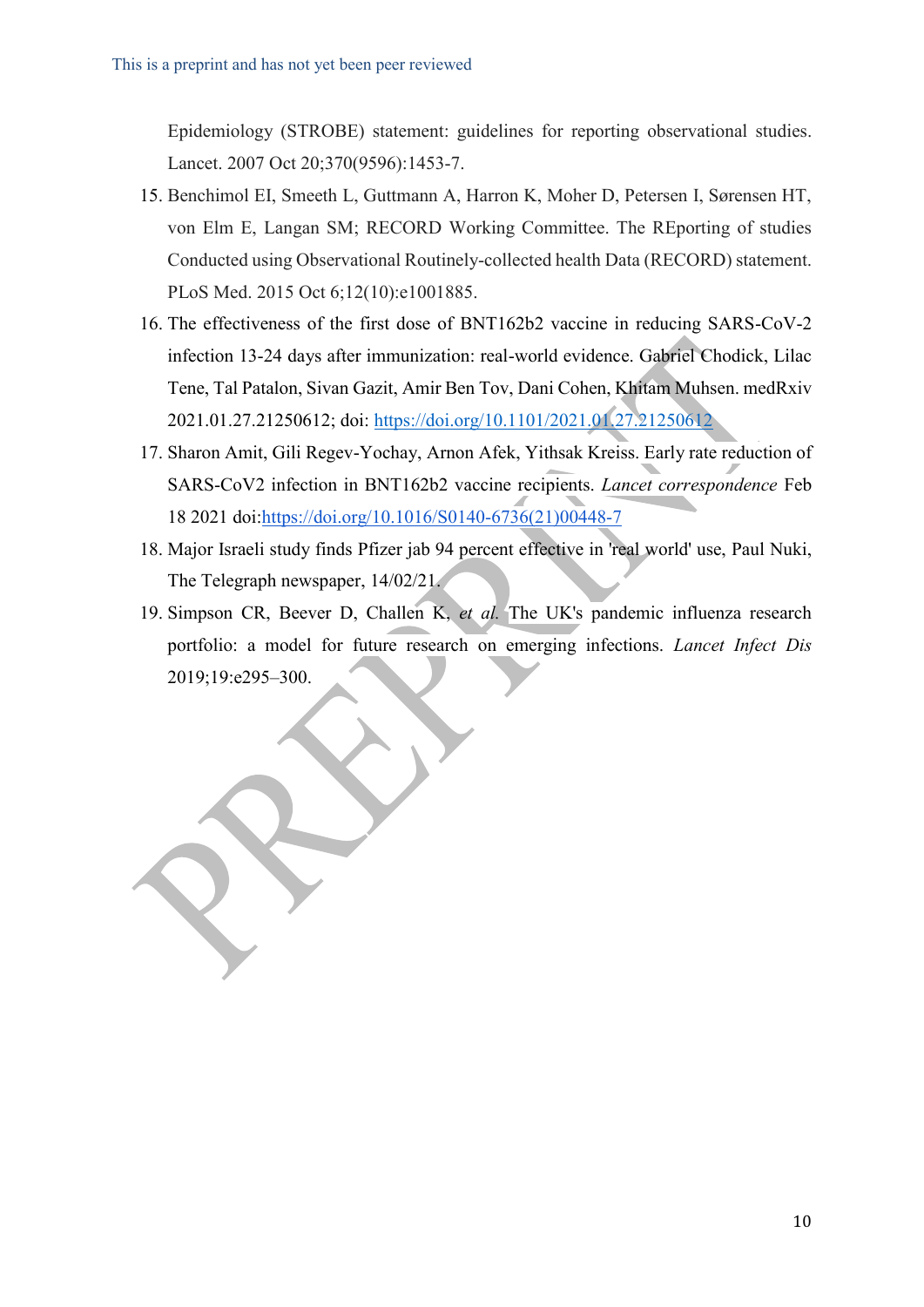Epidemiology (STROBE) statement: guidelines for reporting observational studies. Lancet. 2007 Oct 20;370(9596):1453-7.

15. Benchimol EI, Smeeth L, Guttmann A, Harron K, Moher D, Petersen I, Sørensen HT, von Elm E, Langan SM; RECORD Working Committee. The REporting of studies Conducted using Observational Routinely-collected health Data (RECORD) statement. PLoS Med. 2015 Oct 6;12(10):e1001885.
16. The effectiveness of the first dose of BNT162b2 vaccine in reducing SARS-CoV-2 infection 13-24 days after immunization: real-world evidence. Gabriel Chodick, Lilac Tene, Tal Patalon, Sivan Gazit, Amir Ben Tov, Dani Cohen, Khitam Muhsen. medRxiv 2021.01.27.21250612; doi: https://doi.org/10.1101/2021.01.27.21250612
17. Sharon Amit, Gili Regev-Yochay, Arnon Afek, Yithsak Kreiss. Early rate reduction of SARS-CoV2 infection in BNT162b2 vaccine recipients. *Lancet correspondence* Feb 18 2021 doi:https://doi.org/10.1016/S0140-6736(21)00448-7
18. Major Israeli study finds Pfizer jab 94 percent effective in 'real world' use, Paul Nuki, The Telegraph newspaper, 14/02/21.
19. Simpson CR, Beever D, Challen K, *et al.* The UK's pandemic influenza research portfolio: a model for future research on emerging infections. *Lancet Infect Dis* 2019;19:e295–300.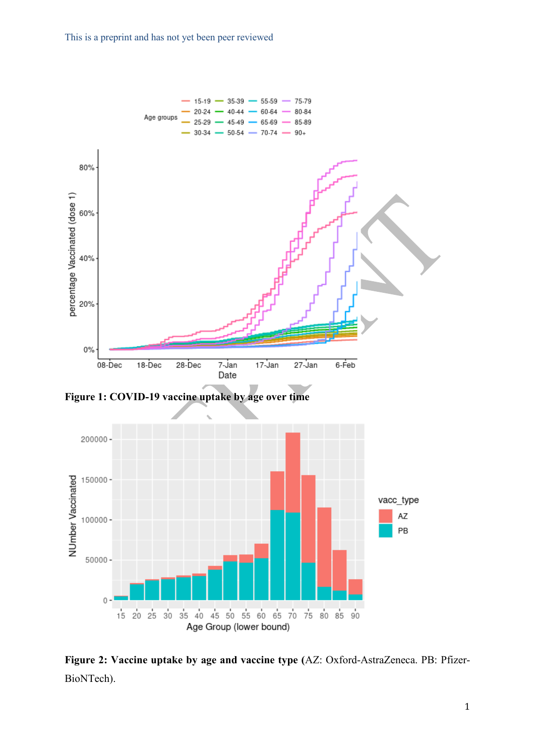Figure 1: COVID-19 vaccine uptake by age over time

Figure 2: Vaccine uptake by age and vaccine type (AZ: Oxford-AstraZeneca. PB: Pfizer-BioNTech).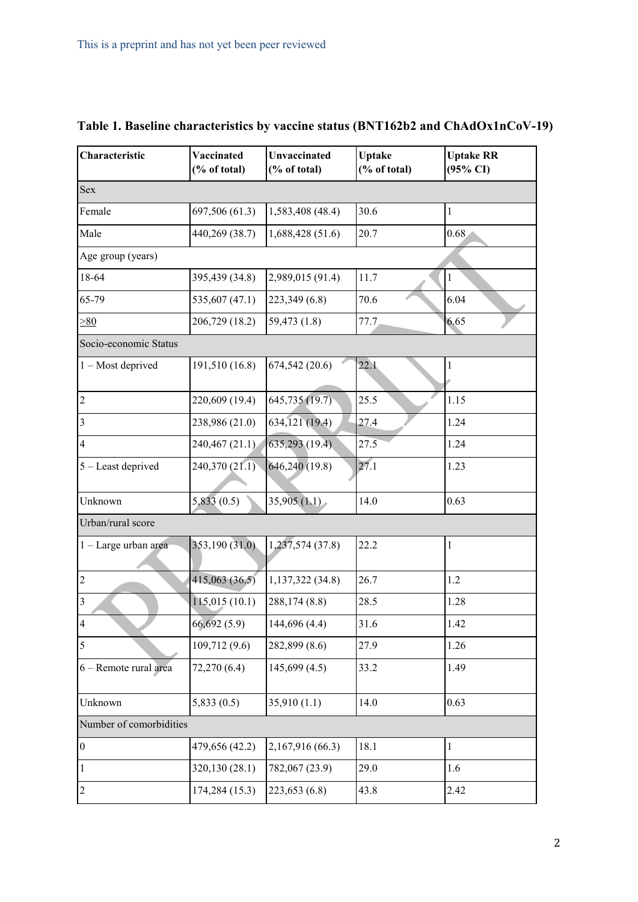This is a preprint and has not yet been peer reviewed

**Table 1. Baseline characteristics by vaccine status (BNT162b2 and ChAdOx1nCoV-19)**

| Characteristic | Vaccinated (% of total) | Unvaccinated (% of total) | Uptake (% of total) | Uptake RR (95% CI) |
|---|---|---|---|---|
| Sex | | | | |
| Female | 697,506 (61.3) | 1,583,408 (48.4) | 30.6 | 1 |
| Male | 440,269 (38.7) | 1,688,428 (51.6) | 20.7 | 0.68 |
| Age group (years) | | | | |
| 18-64 | 395,439 (34.8) | 2,989,015 (91.4) | 11.7 | 1 |
| 65-79 | 535,607 (47.1) | 223,349 (6.8) | 70.6 | 6.04 |
| ≥80 | 206,729 (18.2) | 59,473 (1.8) | 77.7 | 6.65 |
| Socio-economic Status | | | | |
| 1 – Most deprived | 191,510 (16.8) | 674,542 (20.6) | 22.1 | 1 |
| 2 | 220,609 (19.4) | 645,735 (19.7) | 25.5 | 1.15 |
| 3 | 238,986 (21.0) | 634,121 (19.4) | 27.4 | 1.24 |
| 4 | 240,467 (21.1) | 635,293 (19.4) | 27.5 | 1.24 |
| 5 – Least deprived | 240,370 (21.1) | 646,240 (19.8) | 27.1 | 1.23 |
| Unknown | 5,833 (0.5) | 35,905 (1.1) | 14.0 | 0.63 |
| Urban/rural score | | | | |
| 1 – Large urban area | 353,190 (31.0) | 1,237,574 (37.8) | 22.2 | 1 |
| 2 | 415,063 (36.5) | 1,137,322 (34.8) | 26.7 | 1.2 |
| 3 | 115,015 (10.1) | 288,174 (8.8) | 28.5 | 1.28 |
| 4 | 66,692 (5.9) | 144,696 (4.4) | 31.6 | 1.42 |
| 5 | 109,712 (9.6) | 282,899 (8.6) | 27.9 | 1.26 |
| 6 – Remote rural area | 72,270 (6.4) | 145,699 (4.5) | 33.2 | 1.49 |
| Unknown | 5,833 (0.5) | 35,910 (1.1) | 14.0 | 0.63 |
| Number of comorbidities | | | | |
| 0 | 479,656 (42.2) | 2,167,916 (66.3) | 18.1 | 1 |
| 1 | 320,130 (28.1) | 782,067 (23.9) | 29.0 | 1.6 |
| 2 | 174,284 (15.3) | 223,653 (6.8) | 43.8 | 2.42 |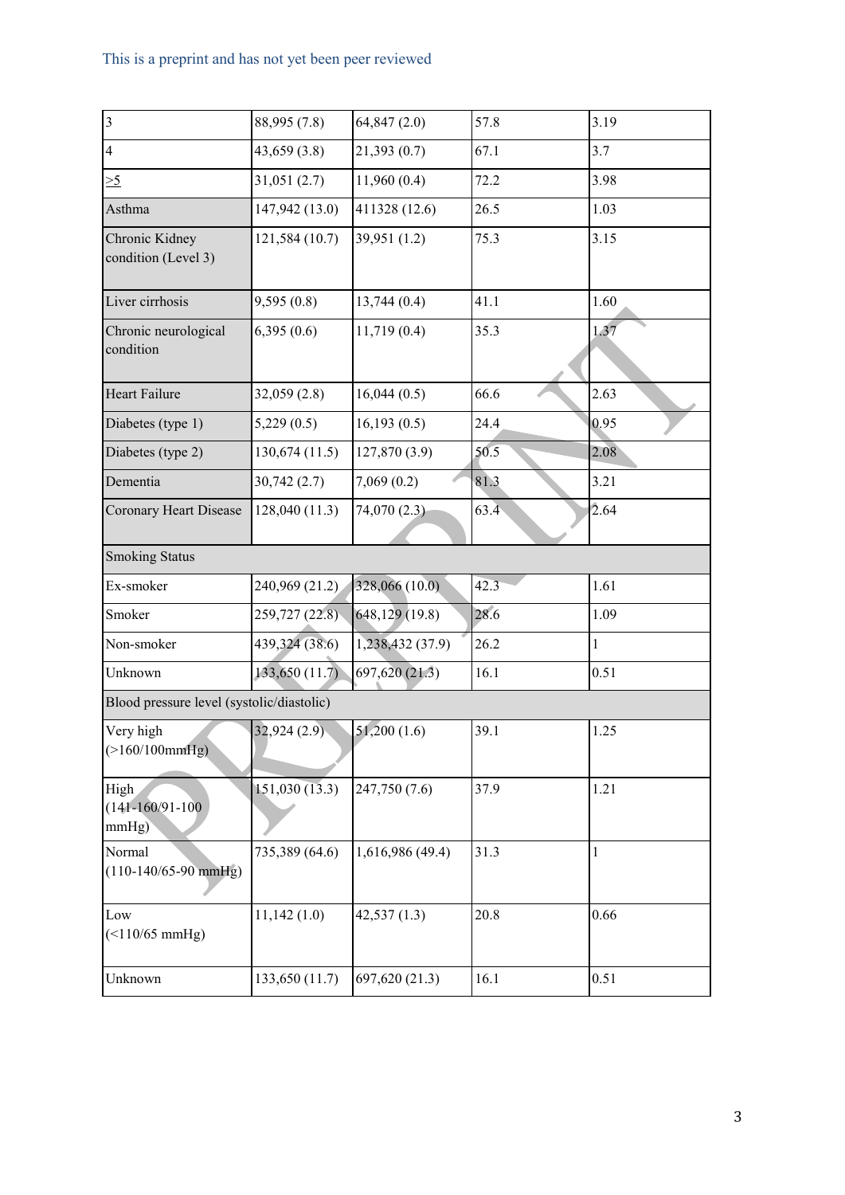| | | | | |
|---|---|---|---|---|
| 3 | 88,995 (7.8) | 64,847 (2.0) | 57.8 | 3.19 |
| 4 | 43,659 (3.8) | 21,393 (0.7) | 67.1 | 3.7 |
| ≥5 | 31,051 (2.7) | 11,960 (0.4) | 72.2 | 3.98 |
| Asthma | 147,942 (13.0) | 411328 (12.6) | 26.5 | 1.03 |
| Chronic Kidney condition (Level 3) | 121,584 (10.7) | 39,951 (1.2) | 75.3 | 3.15 |
| Liver cirrhosis | 9,595 (0.8) | 13,744 (0.4) | 41.1 | 1.60 |
| Chronic neurological condition | 6,395 (0.6) | 11,719 (0.4) | 35.3 | 1.37 |
| Heart Failure | 32,059 (2.8) | 16,044 (0.5) | 66.6 | 2.63 |
| Diabetes (type 1) | 5,229 (0.5) | 16,193 (0.5) | 24.4 | 0.95 |
| Diabetes (type 2) | 130,674 (11.5) | 127,870 (3.9) | 50.5 | 2.08 |
| Dementia | 30,742 (2.7) | 7,069 (0.2) | 81.3 | 3.21 |
| Coronary Heart Disease | 128,040 (11.3) | 74,070 (2.3) | 63.4 | 2.64 |
| Smoking Status | | | | |
| Ex-smoker | 240,969 (21.2) | 328,066 (10.0) | 42.3 | 1.61 |
| Smoker | 259,727 (22.8) | 648,129 (19.8) | 28.6 | 1.09 |
| Non-smoker | 439,324 (38.6) | 1,238,432 (37.9) | 26.2 | 1 |
| Unknown | 133,650 (11.7) | 697,620 (21.3) | 16.1 | 0.51 |
| Blood pressure level (systolic/diastolic) | | | | |
| Very high (>160/100mmHg) | 32,924 (2.9) | 51,200 (1.6) | 39.1 | 1.25 |
| High (141-160/91-100 mmHg) | 151,030 (13.3) | 247,750 (7.6) | 37.9 | 1.21 |
| Normal (110-140/65-90 mmHg) | 735,389 (64.6) | 1,616,986 (49.4) | 31.3 | 1 |
| Low (<110/65 mmHg) | 11,142 (1.0) | 42,537 (1.3) | 20.8 | 0.66 |
| Unknown | 133,650 (11.7) | 697,620 (21.3) | 16.1 | 0.51 |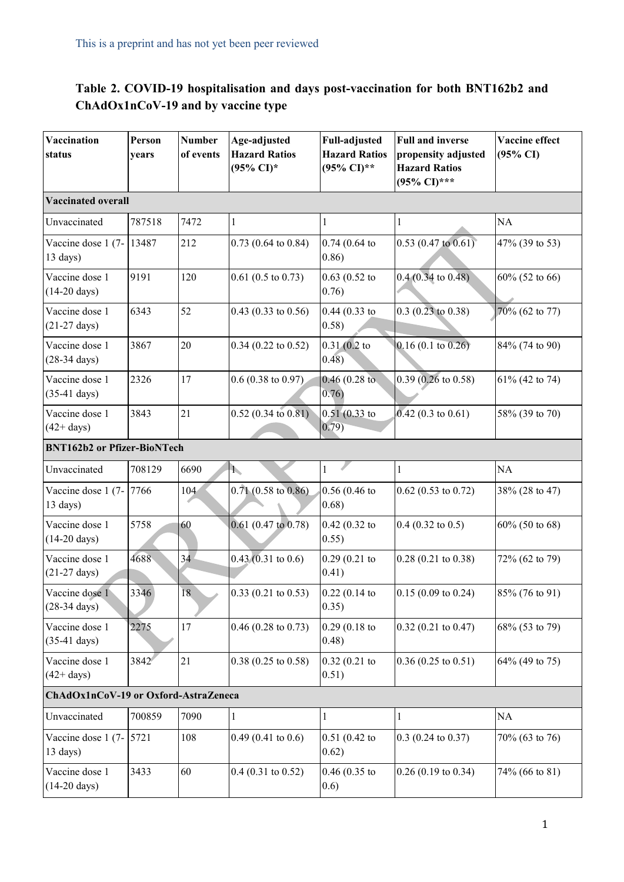This is a preprint and has not yet been peer reviewed

## Table 2. COVID-19 hospitalisation and days post-vaccination for both BNT162b2 and ChAdOx1nCoV-19 and by vaccine type

| Vaccination status | Person years | Number of events | Age-adjusted Hazard Ratios (95% CI)* | Full-adjusted Hazard Ratios (95% CI)** | Full and inverse propensity adjusted Hazard Ratios (95% CI)*** | Vaccine effect (95% CI) |
|---|---|---|---|---|---|---|
| **Vaccinated overall** | | | | | | |
| Unvaccinated | 787518 | 7472 | 1 | 1 | 1 | NA |
| Vaccine dose 1 (7-13 days) | 13487 | 212 | 0.73 (0.64 to 0.84) | 0.74 (0.64 to 0.86) | 0.53 (0.47 to 0.61) | 47% (39 to 53) |
| Vaccine dose 1 (14-20 days) | 9191 | 120 | 0.61 (0.5 to 0.73) | 0.63 (0.52 to 0.76) | 0.4 (0.34 to 0.48) | 60% (52 to 66) |
| Vaccine dose 1 (21-27 days) | 6343 | 52 | 0.43 (0.33 to 0.56) | 0.44 (0.33 to 0.58) | 0.3 (0.23 to 0.38) | 70% (62 to 77) |
| Vaccine dose 1 (28-34 days) | 3867 | 20 | 0.34 (0.22 to 0.52) | 0.31 (0.2 to 0.48) | 0.16 (0.1 to 0.26) | 84% (74 to 90) |
| Vaccine dose 1 (35-41 days) | 2326 | 17 | 0.6 (0.38 to 0.97) | 0.46 (0.28 to 0.76) | 0.39 (0.26 to 0.58) | 61% (42 to 74) |
| Vaccine dose 1 (42+ days) | 3843 | 21 | 0.52 (0.34 to 0.81) | 0.51 (0.33 to 0.79) | 0.42 (0.3 to 0.61) | 58% (39 to 70) |
| **BNT162b2 or Pfizer-BioNTech** | | | | | | |
| Unvaccinated | 708129 | 6690 | 1 | 1 | 1 | NA |
| Vaccine dose 1 (7-13 days) | 7766 | 104 | 0.71 (0.58 to 0.86) | 0.56 (0.46 to 0.68) | 0.62 (0.53 to 0.72) | 38% (28 to 47) |
| Vaccine dose 1 (14-20 days) | 5758 | 60 | 0.61 (0.47 to 0.78) | 0.42 (0.32 to 0.55) | 0.4 (0.32 to 0.5) | 60% (50 to 68) |
| Vaccine dose 1 (21-27 days) | 4688 | 34 | 0.43 (0.31 to 0.6) | 0.29 (0.21 to 0.41) | 0.28 (0.21 to 0.38) | 72% (62 to 79) |
| Vaccine dose 1 (28-34 days) | 3346 | 18 | 0.33 (0.21 to 0.53) | 0.22 (0.14 to 0.35) | 0.15 (0.09 to 0.24) | 85% (76 to 91) |
| Vaccine dose 1 (35-41 days) | 2275 | 17 | 0.46 (0.28 to 0.73) | 0.29 (0.18 to 0.48) | 0.32 (0.21 to 0.47) | 68% (53 to 79) |
| Vaccine dose 1 (42+ days) | 3842 | 21 | 0.38 (0.25 to 0.58) | 0.32 (0.21 to 0.51) | 0.36 (0.25 to 0.51) | 64% (49 to 75) |
| **ChAdOx1nCoV-19 or Oxford-AstraZeneca** | | | | | | |
| Unvaccinated | 700859 | 7090 | 1 | 1 | 1 | NA |
| Vaccine dose 1 (7-13 days) | 5721 | 108 | 0.49 (0.41 to 0.6) | 0.51 (0.42 to 0.62) | 0.3 (0.24 to 0.37) | 70% (63 to 76) |
| Vaccine dose 1 (14-20 days) | 3433 | 60 | 0.4 (0.31 to 0.52) | 0.46 (0.35 to 0.6) | 0.26 (0.19 to 0.34) | 74% (66 to 81) |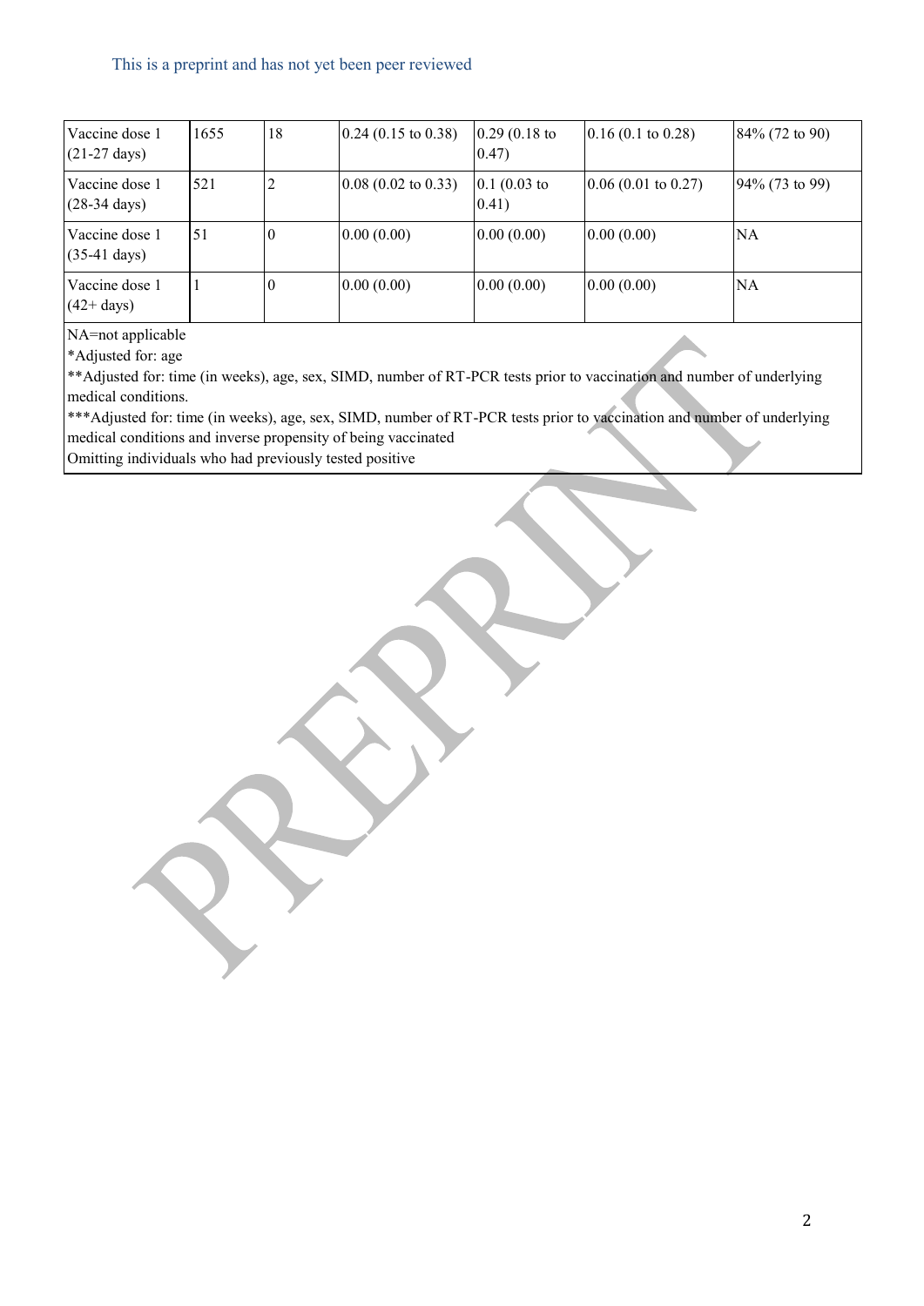| | | | | | | |
|---|---|---|---|---|---|---|
| Vaccine dose 1 (21-27 days) | 1655 | 18 | 0.24 (0.15 to 0.38) | 0.29 (0.18 to 0.47) | 0.16 (0.1 to 0.28) | 84% (72 to 90) |
| Vaccine dose 1 (28-34 days) | 521 | 2 | 0.08 (0.02 to 0.33) | 0.1 (0.03 to 0.41) | 0.06 (0.01 to 0.27) | 94% (73 to 99) |
| Vaccine dose 1 (35-41 days) | 51 | 0 | 0.00 (0.00) | 0.00 (0.00) | 0.00 (0.00) | NA |
| Vaccine dose 1 (42+ days) | 1 | 0 | 0.00 (0.00) | 0.00 (0.00) | 0.00 (0.00) | NA |

NA=not applicable

*Adjusted for: age

**Adjusted for: time (in weeks), age, sex, SIMD, number of RT-PCR tests prior to vaccination and number of underlying medical conditions.

***Adjusted for: time (in weeks), age, sex, SIMD, number of RT-PCR tests prior to vaccination and number of underlying medical conditions and inverse propensity of being vaccinated

Omitting individuals who had previously tested positive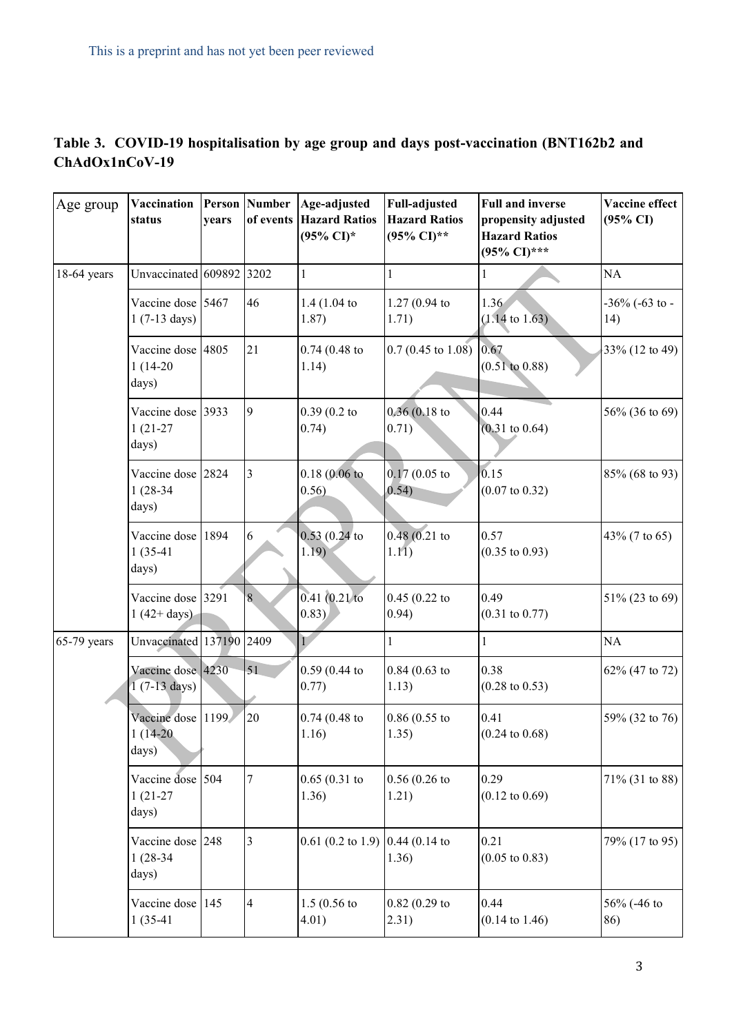This is a preprint and has not yet been peer reviewed

**Table 3. COVID-19 hospitalisation by age group and days post-vaccination (BNT162b2 and ChAdOx1nCoV-19**

| Age group | Vaccination status | Person years | Number of events | Age-adjusted Hazard Ratios (95% CI)* | Full-adjusted Hazard Ratios (95% CI)** | Full and inverse propensity adjusted Hazard Ratios (95% CI)*** | Vaccine effect (95% CI) |
|---|---|---|---|---|---|---|---|
| 18-64 years | Unvaccinated | 609892 | 3202 | 1 | 1 | 1 | NA |
| | Vaccine dose 1 (7-13 days) | 5467 | 46 | 1.4 (1.04 to 1.87) | 1.27 (0.94 to 1.71) | 1.36 (1.14 to 1.63) | -36% (-63 to -14) |
| | Vaccine dose 1 (14-20 days) | 4805 | 21 | 0.74 (0.48 to 1.14) | 0.7 (0.45 to 1.08) | 0.67 (0.51 to 0.88) | 33% (12 to 49) |
| | Vaccine dose 1 (21-27 days) | 3933 | 9 | 0.39 (0.2 to 0.74) | 0.36 (0.18 to 0.71) | 0.44 (0.31 to 0.64) | 56% (36 to 69) |
| | Vaccine dose 1 (28-34 days) | 2824 | 3 | 0.18 (0.06 to 0.56) | 0.17 (0.05 to 0.54) | 0.15 (0.07 to 0.32) | 85% (68 to 93) |
| | Vaccine dose 1 (35-41 days) | 1894 | 6 | 0.53 (0.24 to 1.19) | 0.48 (0.21 to 1.11) | 0.57 (0.35 to 0.93) | 43% (7 to 65) |
| | Vaccine dose 1 (42+ days) | 3291 | 8 | 0.41 (0.21 to 0.83) | 0.45 (0.22 to 0.94) | 0.49 (0.31 to 0.77) | 51% (23 to 69) |
| 65-79 years | Unvaccinated | 137190 | 2409 | 1 | 1 | 1 | NA |
| | Vaccine dose 1 (7-13 days) | 4230 | 51 | 0.59 (0.44 to 0.77) | 0.84 (0.63 to 1.13) | 0.38 (0.28 to 0.53) | 62% (47 to 72) |
| | Vaccine dose 1 (14-20 days) | 1199 | 20 | 0.74 (0.48 to 1.16) | 0.86 (0.55 to 1.35) | 0.41 (0.24 to 0.68) | 59% (32 to 76) |
| | Vaccine dose 1 (21-27 days) | 504 | 7 | 0.65 (0.31 to 1.36) | 0.56 (0.26 to 1.21) | 0.29 (0.12 to 0.69) | 71% (31 to 88) |
| | Vaccine dose 1 (28-34 days) | 248 | 3 | 0.61 (0.2 to 1.9) | 0.44 (0.14 to 1.36) | 0.21 (0.05 to 0.83) | 79% (17 to 95) |
| | Vaccine dose 1 (35-41 | 145 | 4 | 1.5 (0.56 to 4.01) | 0.82 (0.29 to 2.31) | 0.44 (0.14 to 1.46) | 56% (-46 to 86) |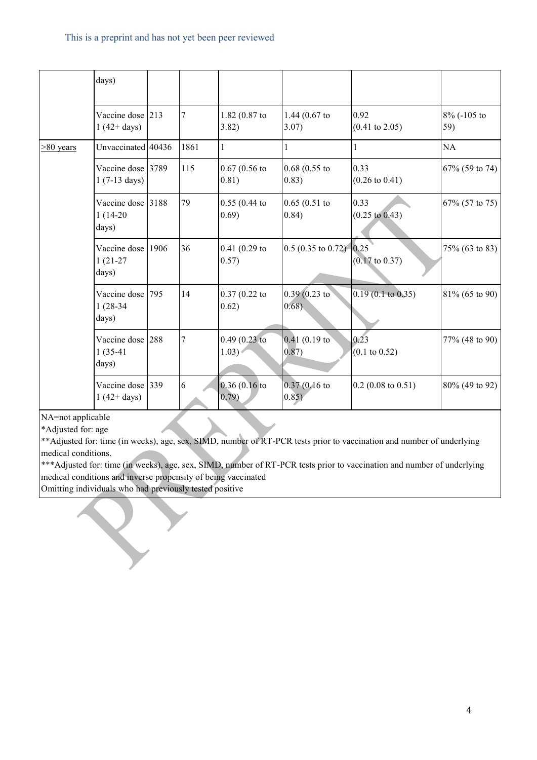|  |  |  |  |  |  |  |  |
|---|---|---|---|---|---|---|---|
|  | days) |  |  |  |  |  |  |
|  | Vaccine dose 1 (42+ days) | 213 | 7 | 1.82 (0.87 to 3.82) | 1.44 (0.67 to 3.07) | 0.92 (0.41 to 2.05) | 8% (-105 to 59) |
| >80 years | Unvaccinated | 40436 | 1861 | 1 | 1 | 1 | NA |
|  | Vaccine dose 1 (7-13 days) | 3789 | 115 | 0.67 (0.56 to 0.81) | 0.68 (0.55 to 0.83) | 0.33 (0.26 to 0.41) | 67% (59 to 74) |
|  | Vaccine dose 1 (14-20 days) | 3188 | 79 | 0.55 (0.44 to 0.69) | 0.65 (0.51 to 0.84) | 0.33 (0.25 to 0.43) | 67% (57 to 75) |
|  | Vaccine dose 1 (21-27 days) | 1906 | 36 | 0.41 (0.29 to 0.57) | 0.5 (0.35 to 0.72) | 0.25 (0.17 to 0.37) | 75% (63 to 83) |
|  | Vaccine dose 1 (28-34 days) | 795 | 14 | 0.37 (0.22 to 0.62) | 0.39 (0.23 to 0.68) | 0.19 (0.1 to 0.35) | 81% (65 to 90) |
|  | Vaccine dose 1 (35-41 days) | 288 | 7 | 0.49 (0.23 to 1.03) | 0.41 (0.19 to 0.87) | 0.23 (0.1 to 0.52) | 77% (48 to 90) |
|  | Vaccine dose 1 (42+ days) | 339 | 6 | 0.36 (0.16 to 0.79) | 0.37 (0.16 to 0.85) | 0.2 (0.08 to 0.51) | 80% (49 to 92) |

NA=not applicable

*Adjusted for: age

**Adjusted for: time (in weeks), age, sex, SIMD, number of RT-PCR tests prior to vaccination and number of underlying medical conditions.

***Adjusted for: time (in weeks), age, sex, SIMD, number of RT-PCR tests prior to vaccination and number of underlying medical conditions and inverse propensity of being vaccinated

Omitting individuals who had previously tested positive